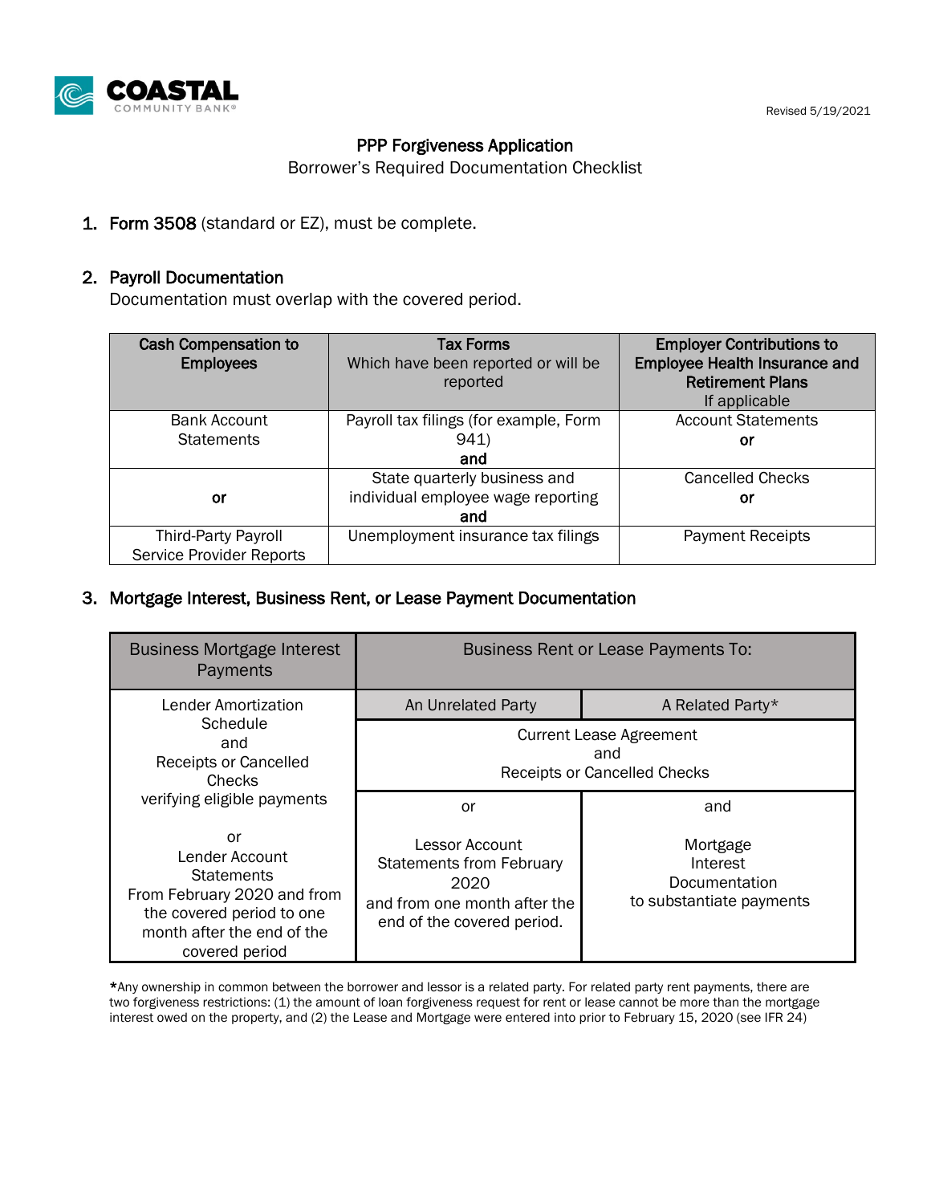COASTAL COMMUNITY BANK®

Revised 5/19/2021

# PPP Forgiveness Application

Borrower's Required Documentation Checklist

1. **Form 3508** (standard or EZ), must be complete.

2. **Payroll Documentation**
   Documentation must overlap with the covered period.

| **Cash Compensation to Employees** | **Tax Forms** Which have been reported or will be reported | **Employer Contributions to Employee Health Insurance and Retirement Plans** If applicable |
|---|---|---|
| Bank Account Statements | Payroll tax filings (for example, Form 941) **and** | Account Statements **or** |
| **or** | State quarterly business and individual employee wage reporting **and** | Cancelled Checks **or** |
| Third-Party Payroll Service Provider Reports | Unemployment insurance tax filings | Payment Receipts |

3. **Mortgage Interest, Business Rent, or Lease Payment Documentation**

| Business Mortgage Interest Payments | Business Rent or Lease Payments To: | |
|---|---|---|
| | An Unrelated Party | A Related Party* |
| Lender Amortization Schedule and Receipts or Cancelled Checks verifying eligible payments | Current Lease Agreement and Receipts or Cancelled Checks | |
| or Lender Account Statements From February 2020 and from the covered period to one month after the end of the covered period | or Lessor Account Statements from February 2020 and from one month after the end of the covered period. | and Mortgage Interest Documentation to substantiate payments |

*Any ownership in common between the borrower and lessor is a related party. For related party rent payments, there are two forgiveness restrictions: (1) the amount of loan forgiveness request for rent or lease cannot be more than the mortgage interest owed on the property, and (2) the Lease and Mortgage were entered into prior to February 15, 2020 (see IFR 24)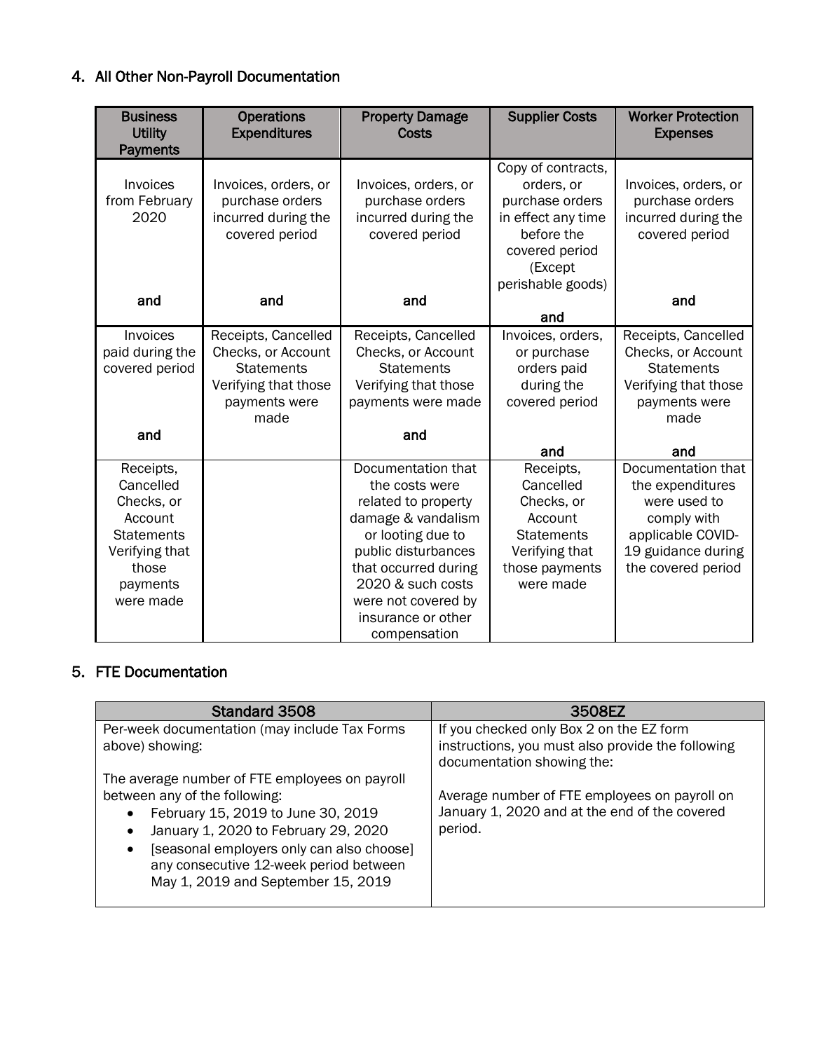## 4. All Other Non-Payroll Documentation

| Business Utility Payments | Operations Expenditures | Property Damage Costs | Supplier Costs | Worker Protection Expenses |
|---|---|---|---|---|
| Invoices from February 2020 **and** | Invoices, orders, or purchase orders incurred during the covered period **and** | Invoices, orders, or purchase orders incurred during the covered period **and** | Copy of contracts, orders, or purchase orders in effect any time before the covered period (Except perishable goods) **and** | Invoices, orders, or purchase orders incurred during the covered period **and** |
| Invoices paid during the covered period **and** | Receipts, Cancelled Checks, or Account Statements Verifying that those payments were made | Receipts, Cancelled Checks, or Account Statements Verifying that those payments were made **and** | Invoices, orders, or purchase orders paid during the covered period **and** | Receipts, Cancelled Checks, or Account Statements Verifying that those payments were made **and** |
| Receipts, Cancelled Checks, or Account Statements Verifying that those payments were made | | Documentation that the costs were related to property damage & vandalism or looting due to public disturbances that occurred during 2020 & such costs were not covered by insurance or other compensation | Receipts, Cancelled Checks, or Account Statements Verifying that those payments were made | Documentation that the expenditures were used to comply with applicable COVID-19 guidance during the covered period |

## 5. FTE Documentation

| Standard 3508 | 3508EZ |
|---|---|
| Per-week documentation (may include Tax Forms above) showing:<br><br>The average number of FTE employees on payroll between any of the following:<br>• February 15, 2019 to June 30, 2019<br>• January 1, 2020 to February 29, 2020<br>• [seasonal employers only can also choose] any consecutive 12-week period between May 1, 2019 and September 15, 2019 | If you checked only Box 2 on the EZ form instructions, you must also provide the following documentation showing the:<br><br>Average number of FTE employees on payroll on January 1, 2020 and at the end of the covered period. |